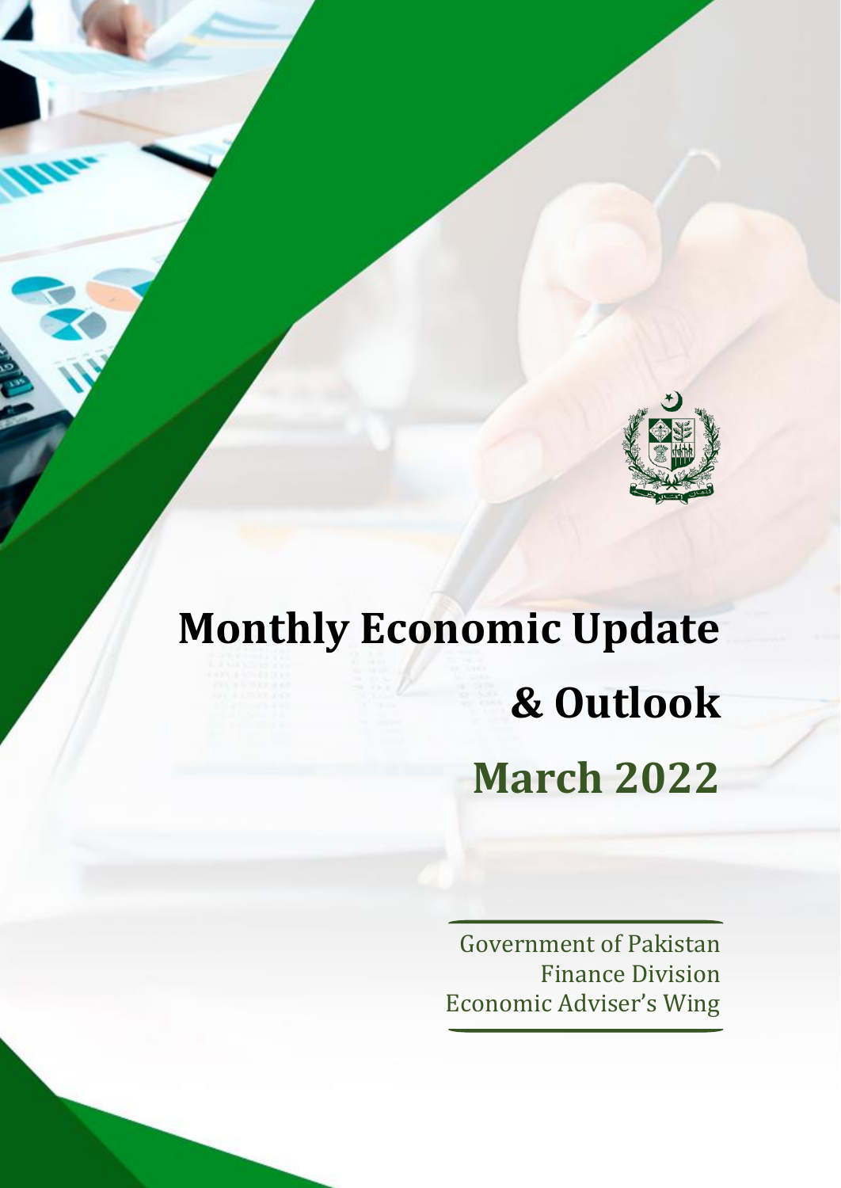# Monthly Economic Update & Outlook

## March 2022

Government of Pakistan
Finance Division
Economic Adviser's Wing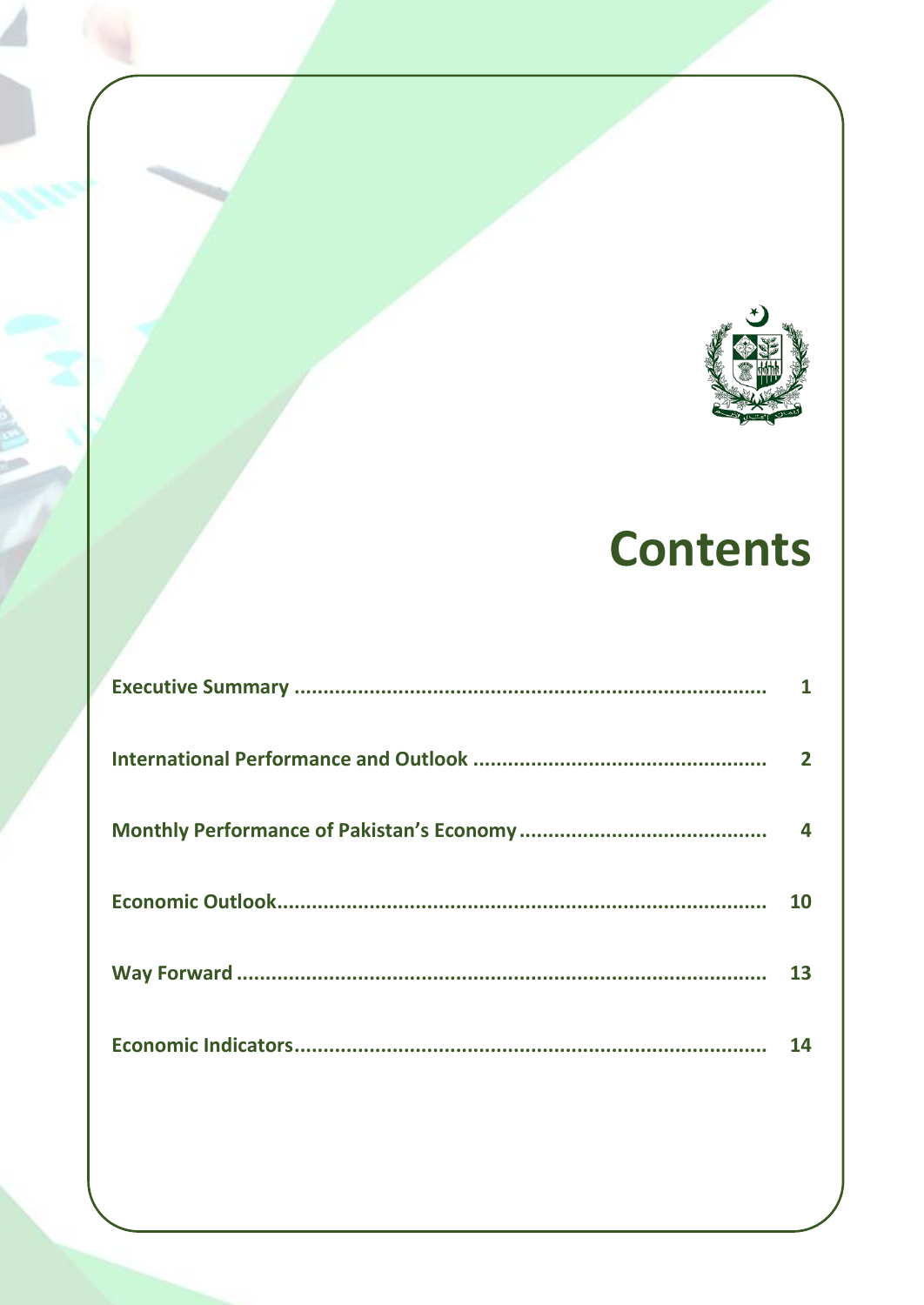# Contents

| | |
|---|---|
| **Executive Summary** | **1** |
| **International Performance and Outlook** | **2** |
| **Monthly Performance of Pakistan's Economy** | **4** |
| **Economic Outlook** | **10** |
| **Way Forward** | **13** |
| **Economic Indicators** | **14** |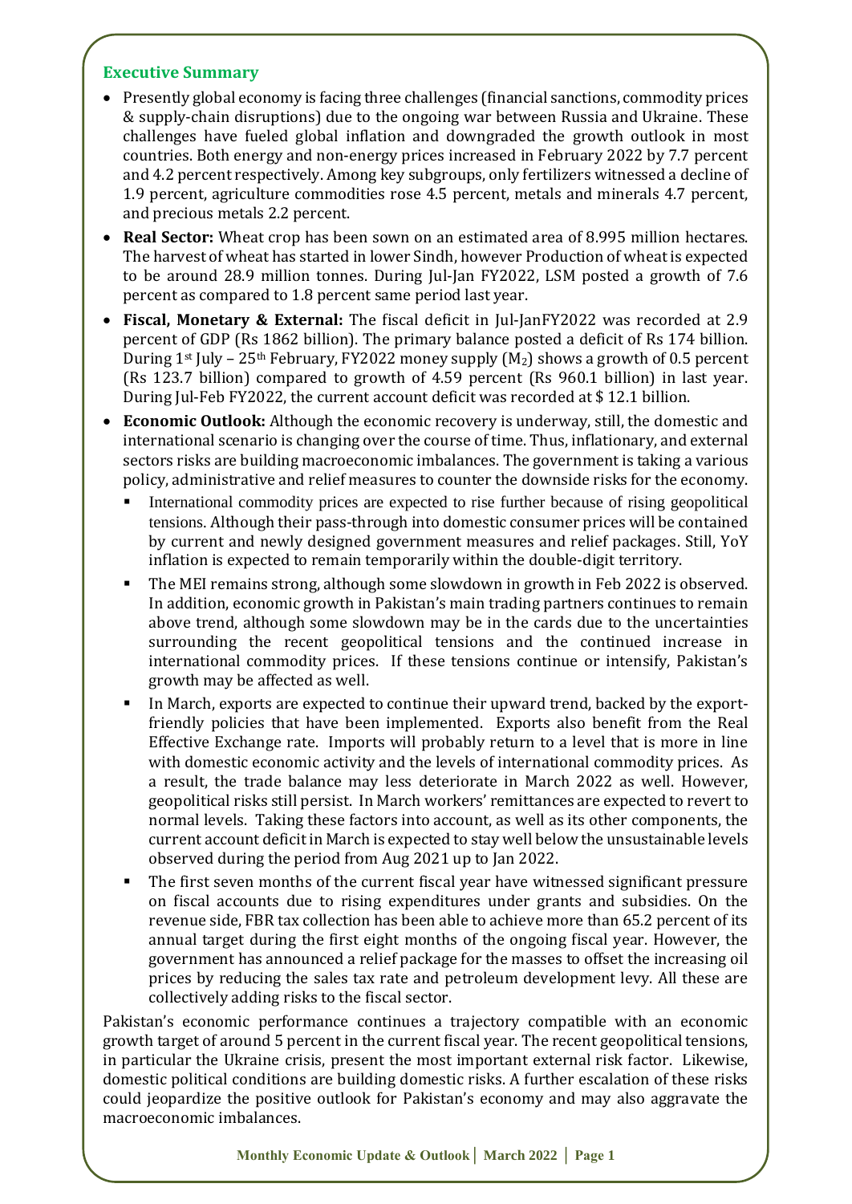## Executive Summary

- Presently global economy is facing three challenges (financial sanctions, commodity prices & supply-chain disruptions) due to the ongoing war between Russia and Ukraine. These challenges have fueled global inflation and downgraded the growth outlook in most countries. Both energy and non-energy prices increased in February 2022 by 7.7 percent and 4.2 percent respectively. Among key subgroups, only fertilizers witnessed a decline of 1.9 percent, agriculture commodities rose 4.5 percent, metals and minerals 4.7 percent, and precious metals 2.2 percent.
- **Real Sector:** Wheat crop has been sown on an estimated area of 8.995 million hectares. The harvest of wheat has started in lower Sindh, however Production of wheat is expected to be around 28.9 million tonnes. During Jul-Jan FY2022, LSM posted a growth of 7.6 percent as compared to 1.8 percent same period last year.
- **Fiscal, Monetary & External:** The fiscal deficit in Jul-JanFY2022 was recorded at 2.9 percent of GDP (Rs 1862 billion). The primary balance posted a deficit of Rs 174 billion. During 1st July – 25th February, FY2022 money supply ($M_2$) shows a growth of 0.5 percent (Rs 123.7 billion) compared to growth of 4.59 percent (Rs 960.1 billion) in last year. During Jul-Feb FY2022, the current account deficit was recorded at $ 12.1 billion.
- **Economic Outlook:** Although the economic recovery is underway, still, the domestic and international scenario is changing over the course of time. Thus, inflationary, and external sectors risks are building macroeconomic imbalances. The government is taking a various policy, administrative and relief measures to counter the downside risks for the economy.
  - International commodity prices are expected to rise further because of rising geopolitical tensions. Although their pass-through into domestic consumer prices will be contained by current and newly designed government measures and relief packages. Still, YoY inflation is expected to remain temporarily within the double-digit territory.
  - The MEI remains strong, although some slowdown in growth in Feb 2022 is observed. In addition, economic growth in Pakistan's main trading partners continues to remain above trend, although some slowdown may be in the cards due to the uncertainties surrounding the recent geopolitical tensions and the continued increase in international commodity prices. If these tensions continue or intensify, Pakistan's growth may be affected as well.
  - In March, exports are expected to continue their upward trend, backed by the export-friendly policies that have been implemented. Exports also benefit from the Real Effective Exchange rate. Imports will probably return to a level that is more in line with domestic economic activity and the levels of international commodity prices. As a result, the trade balance may less deteriorate in March 2022 as well. However, geopolitical risks still persist. In March workers' remittances are expected to revert to normal levels. Taking these factors into account, as well as its other components, the current account deficit in March is expected to stay well below the unsustainable levels observed during the period from Aug 2021 up to Jan 2022.
  - The first seven months of the current fiscal year have witnessed significant pressure on fiscal accounts due to rising expenditures under grants and subsidies. On the revenue side, FBR tax collection has been able to achieve more than 65.2 percent of its annual target during the first eight months of the ongoing fiscal year. However, the government has announced a relief package for the masses to offset the increasing oil prices by reducing the sales tax rate and petroleum development levy. All these are collectively adding risks to the fiscal sector.

Pakistan's economic performance continues a trajectory compatible with an economic growth target of around 5 percent in the current fiscal year. The recent geopolitical tensions, in particular the Ukraine crisis, present the most important external risk factor. Likewise, domestic political conditions are building domestic risks. A further escalation of these risks could jeopardize the positive outlook for Pakistan's economy and may also aggravate the macroeconomic imbalances.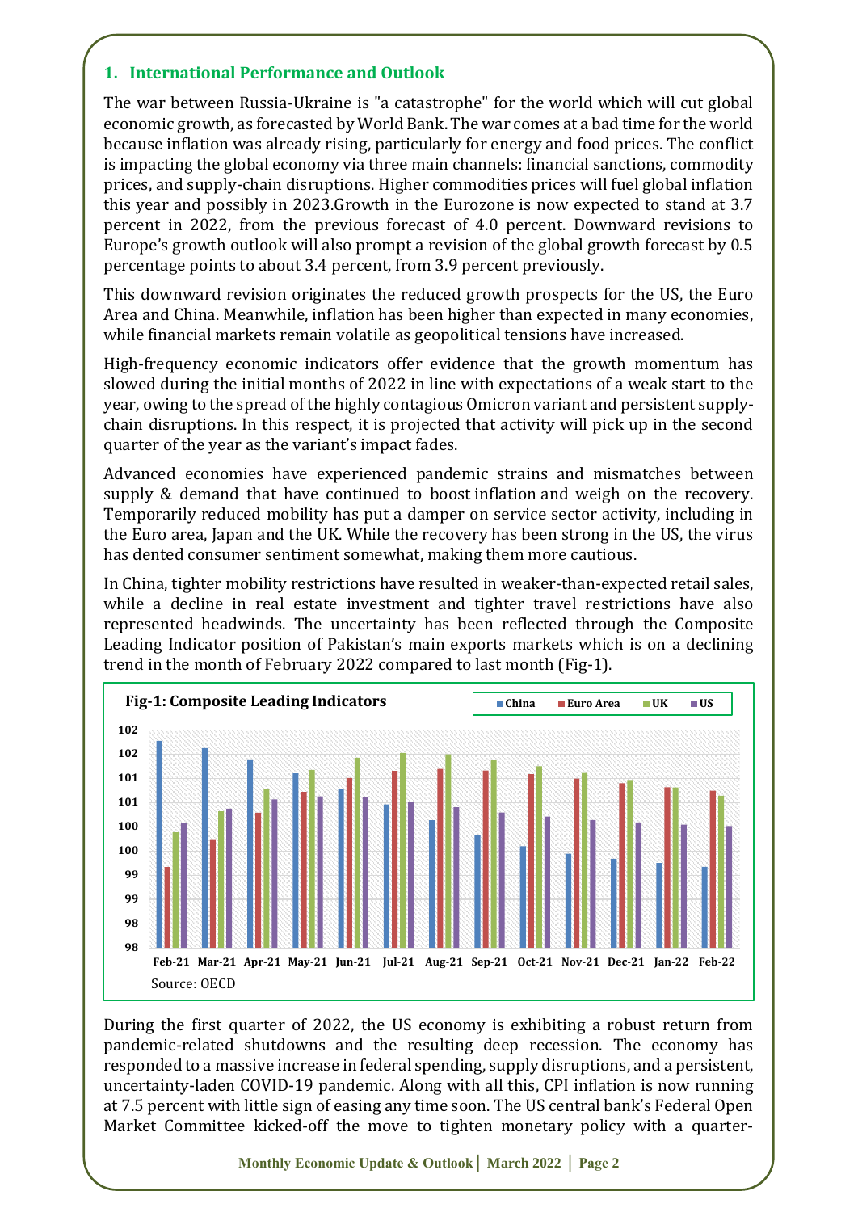## 1. International Performance and Outlook

The war between Russia-Ukraine is "a catastrophe" for the world which will cut global economic growth, as forecasted by World Bank. The war comes at a bad time for the world because inflation was already rising, particularly for energy and food prices. The conflict is impacting the global economy via three main channels: financial sanctions, commodity prices, and supply-chain disruptions. Higher commodities prices will fuel global inflation this year and possibly in 2023.Growth in the Eurozone is now expected to stand at 3.7 percent in 2022, from the previous forecast of 4.0 percent. Downward revisions to Europe's growth outlook will also prompt a revision of the global growth forecast by 0.5 percentage points to about 3.4 percent, from 3.9 percent previously.

This downward revision originates the reduced growth prospects for the US, the Euro Area and China. Meanwhile, inflation has been higher than expected in many economies, while financial markets remain volatile as geopolitical tensions have increased.

High-frequency economic indicators offer evidence that the growth momentum has slowed during the initial months of 2022 in line with expectations of a weak start to the year, owing to the spread of the highly contagious Omicron variant and persistent supply-chain disruptions. In this respect, it is projected that activity will pick up in the second quarter of the year as the variant's impact fades.

Advanced economies have experienced pandemic strains and mismatches between supply & demand that have continued to boost inflation and weigh on the recovery. Temporarily reduced mobility has put a damper on service sector activity, including in the Euro area, Japan and the UK. While the recovery has been strong in the US, the virus has dented consumer sentiment somewhat, making them more cautious.

In China, tighter mobility restrictions have resulted in weaker-than-expected retail sales, while a decline in real estate investment and tighter travel restrictions have also represented headwinds. The uncertainty has been reflected through the Composite Leading Indicator position of Pakistan's main exports markets which is on a declining trend in the month of February 2022 compared to last month (Fig-1).

**Fig-1: Composite Leading Indicators**

Source: OECD

During the first quarter of 2022, the US economy is exhibiting a robust return from pandemic-related shutdowns and the resulting deep recession. The economy has responded to a massive increase in federal spending, supply disruptions, and a persistent, uncertainty-laden COVID-19 pandemic. Along with all this, CPI inflation is now running at 7.5 percent with little sign of easing any time soon. The US central bank's Federal Open Market Committee kicked-off the move to tighten monetary policy with a quarter-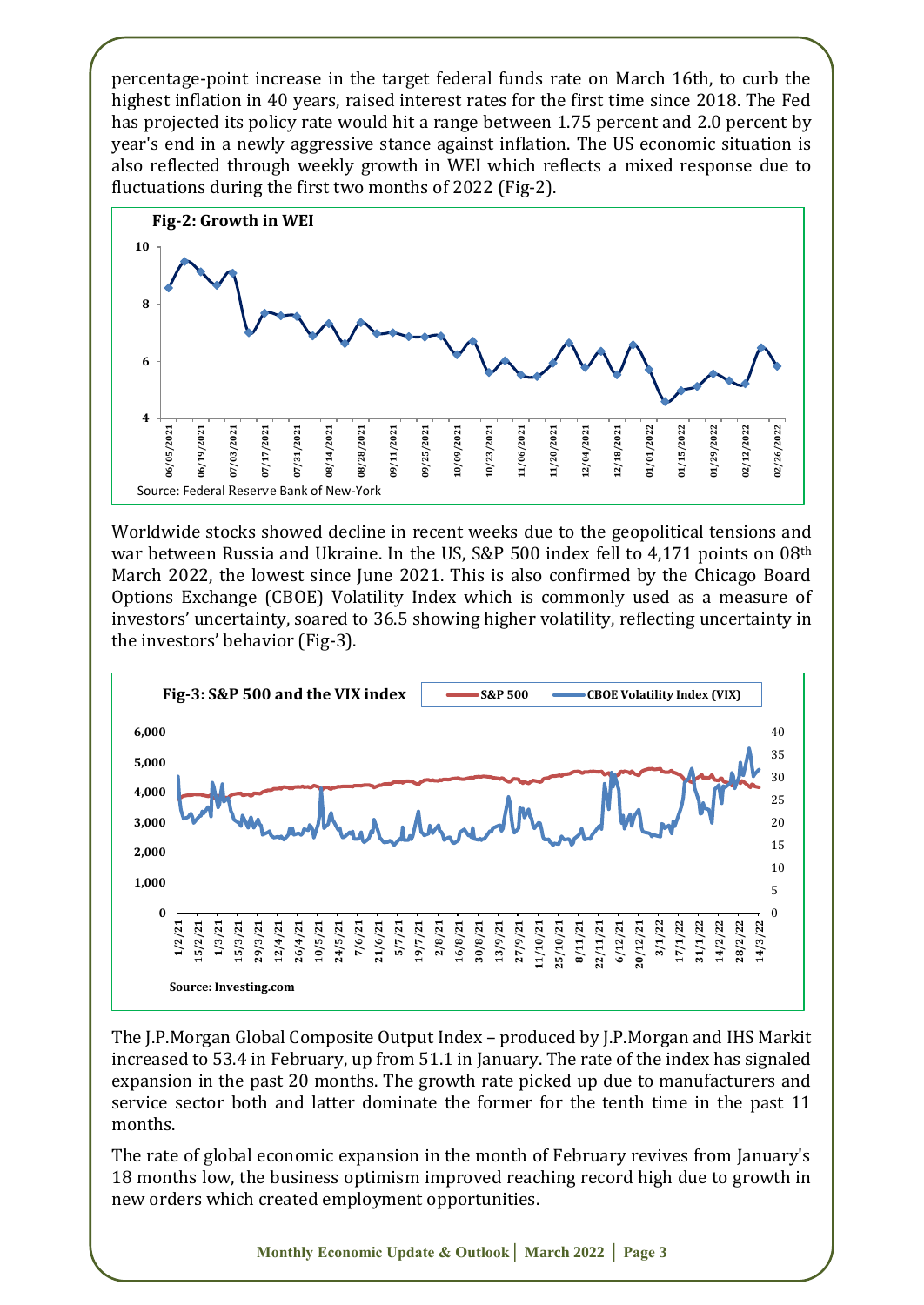percentage-point increase in the target federal funds rate on March 16th, to curb the highest inflation in 40 years, raised interest rates for the first time since 2018. The Fed has projected its policy rate would hit a range between 1.75 percent and 2.0 percent by year's end in a newly aggressive stance against inflation. The US economic situation is also reflected through weekly growth in WEI which reflects a mixed response due to fluctuations during the first two months of 2022 (Fig-2).

**Fig-2: Growth in WEI**

Source: Federal Reserve Bank of New-York

Worldwide stocks showed decline in recent weeks due to the geopolitical tensions and war between Russia and Ukraine. In the US, S&P 500 index fell to 4,171 points on 08th March 2022, the lowest since June 2021. This is also confirmed by the Chicago Board Options Exchange (CBOE) Volatility Index which is commonly used as a measure of investors' uncertainty, soared to 36.5 showing higher volatility, reflecting uncertainty in the investors' behavior (Fig-3).

**Fig-3: S&P 500 and the VIX index**

**Source: Investing.com**

The J.P.Morgan Global Composite Output Index – produced by J.P.Morgan and IHS Markit increased to 53.4 in February, up from 51.1 in January. The rate of the index has signaled expansion in the past 20 months. The growth rate picked up due to manufacturers and service sector both and latter dominate the former for the tenth time in the past 11 months.

The rate of global economic expansion in the month of February revives from January's 18 months low, the business optimism improved reaching record high due to growth in new orders which created employment opportunities.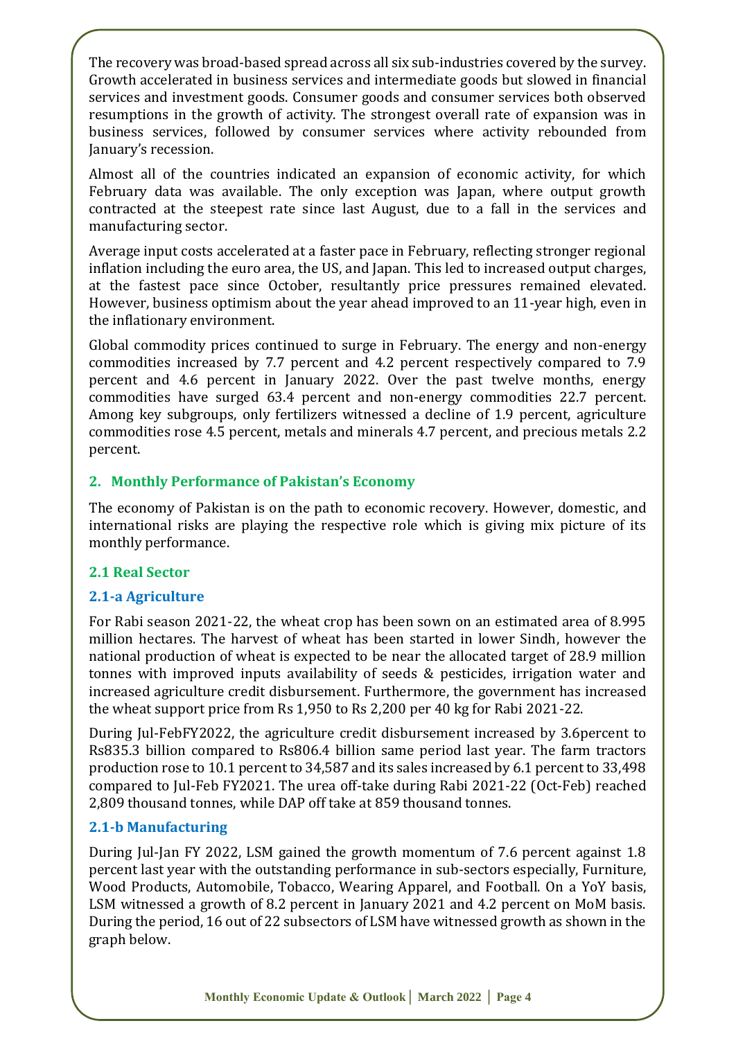The recovery was broad-based spread across all six sub-industries covered by the survey. Growth accelerated in business services and intermediate goods but slowed in financial services and investment goods. Consumer goods and consumer services both observed resumptions in the growth of activity. The strongest overall rate of expansion was in business services, followed by consumer services where activity rebounded from January's recession.

Almost all of the countries indicated an expansion of economic activity, for which February data was available. The only exception was Japan, where output growth contracted at the steepest rate since last August, due to a fall in the services and manufacturing sector.

Average input costs accelerated at a faster pace in February, reflecting stronger regional inflation including the euro area, the US, and Japan. This led to increased output charges, at the fastest pace since October, resultantly price pressures remained elevated. However, business optimism about the year ahead improved to an 11-year high, even in the inflationary environment.

Global commodity prices continued to surge in February. The energy and non-energy commodities increased by 7.7 percent and 4.2 percent respectively compared to 7.9 percent and 4.6 percent in January 2022. Over the past twelve months, energy commodities have surged 63.4 percent and non-energy commodities 22.7 percent. Among key subgroups, only fertilizers witnessed a decline of 1.9 percent, agriculture commodities rose 4.5 percent, metals and minerals 4.7 percent, and precious metals 2.2 percent.

## 2. Monthly Performance of Pakistan's Economy

The economy of Pakistan is on the path to economic recovery. However, domestic, and international risks are playing the respective role which is giving mix picture of its monthly performance.

### 2.1 Real Sector

#### 2.1-a Agriculture

For Rabi season 2021-22, the wheat crop has been sown on an estimated area of 8.995 million hectares. The harvest of wheat has been started in lower Sindh, however the national production of wheat is expected to be near the allocated target of 28.9 million tonnes with improved inputs availability of seeds & pesticides, irrigation water and increased agriculture credit disbursement. Furthermore, the government has increased the wheat support price from Rs 1,950 to Rs 2,200 per 40 kg for Rabi 2021-22.

During Jul-FebFY2022, the agriculture credit disbursement increased by 3.6percent to Rs835.3 billion compared to Rs806.4 billion same period last year. The farm tractors production rose to 10.1 percent to 34,587 and its sales increased by 6.1 percent to 33,498 compared to Jul-Feb FY2021. The urea off-take during Rabi 2021-22 (Oct-Feb) reached 2,809 thousand tonnes, while DAP off take at 859 thousand tonnes.

#### 2.1-b Manufacturing

During Jul-Jan FY 2022, LSM gained the growth momentum of 7.6 percent against 1.8 percent last year with the outstanding performance in sub-sectors especially, Furniture, Wood Products, Automobile, Tobacco, Wearing Apparel, and Football. On a YoY basis, LSM witnessed a growth of 8.2 percent in January 2021 and 4.2 percent on MoM basis. During the period, 16 out of 22 subsectors of LSM have witnessed growth as shown in the graph below.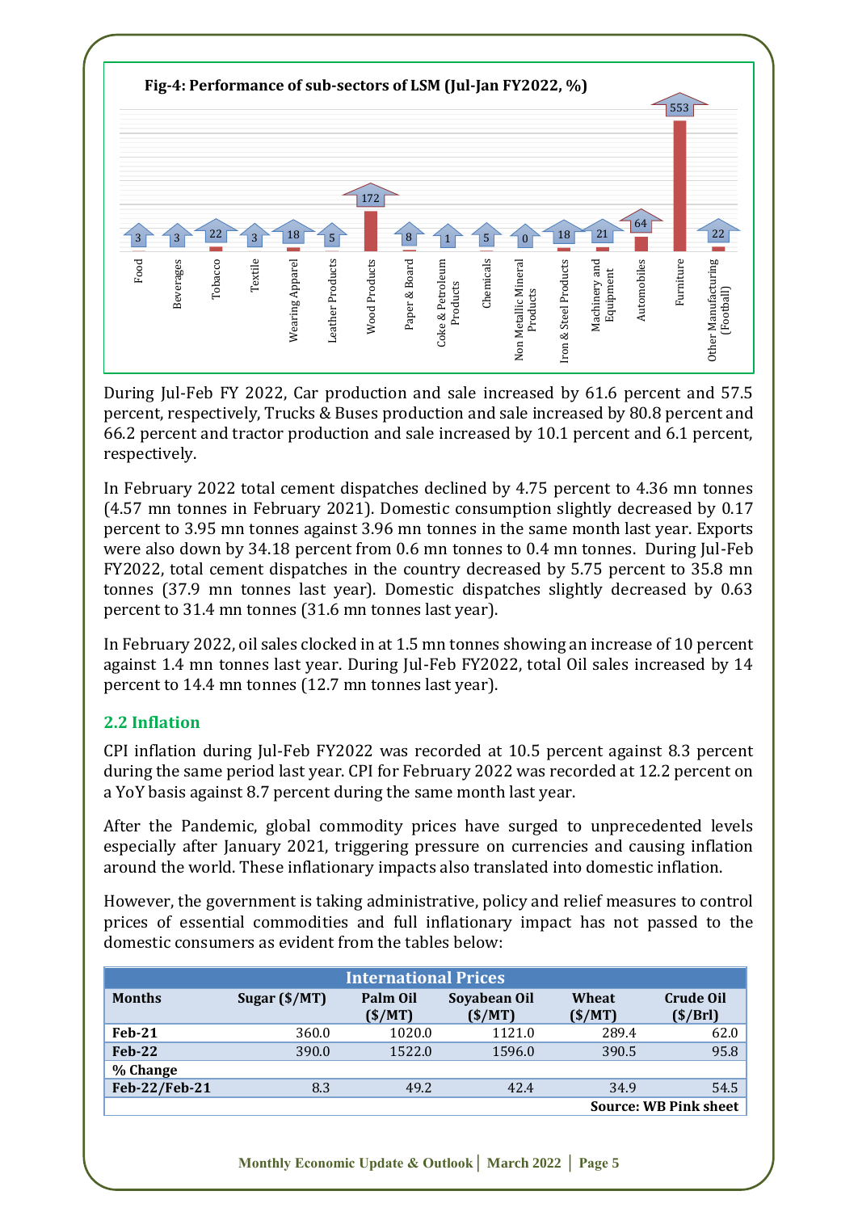**Fig-4: Performance of sub-sectors of LSM (Jul-Jan FY2022, %)**

| Sub-sector | % |
|---|---|
| Food | 3 |
| Beverages | 3 |
| Tobacco | 22 |
| Textile | 3 |
| Wearing Apparel | 18 |
| Leather Products | 5 |
| Wood Products | 172 |
| Paper & Board | 8 |
| Coke & Petroleum Products | 1 |
| Chemicals | 5 |
| Non Metallic Mineral Products | 0 |
| Iron & Steel Products | 18 |
| Machinery and Equipment | 21 |
| Automobiles | 64 |
| Furniture | 553 |
| Other Manufacturing (Football) | 22 |

During Jul-Feb FY 2022, Car production and sale increased by 61.6 percent and 57.5 percent, respectively, Trucks & Buses production and sale increased by 80.8 percent and 66.2 percent and tractor production and sale increased by 10.1 percent and 6.1 percent, respectively.

In February 2022 total cement dispatches declined by 4.75 percent to 4.36 mn tonnes (4.57 mn tonnes in February 2021). Domestic consumption slightly decreased by 0.17 percent to 3.95 mn tonnes against 3.96 mn tonnes in the same month last year. Exports were also down by 34.18 percent from 0.6 mn tonnes to 0.4 mn tonnes. During Jul-Feb FY2022, total cement dispatches in the country decreased by 5.75 percent to 35.8 mn tonnes (37.9 mn tonnes last year). Domestic dispatches slightly decreased by 0.63 percent to 31.4 mn tonnes (31.6 mn tonnes last year).

In February 2022, oil sales clocked in at 1.5 mn tonnes showing an increase of 10 percent against 1.4 mn tonnes last year. During Jul-Feb FY2022, total Oil sales increased by 14 percent to 14.4 mn tonnes (12.7 mn tonnes last year).

## 2.2 Inflation

CPI inflation during Jul-Feb FY2022 was recorded at 10.5 percent against 8.3 percent during the same period last year. CPI for February 2022 was recorded at 12.2 percent on a YoY basis against 8.7 percent during the same month last year.

After the Pandemic, global commodity prices have surged to unprecedented levels especially after January 2021, triggering pressure on currencies and causing inflation around the world. These inflationary impacts also translated into domestic inflation.

However, the government is taking administrative, policy and relief measures to control prices of essential commodities and full inflationary impact has not passed to the domestic consumers as evident from the tables below:

| International Prices | | | | | |
|---|---|---|---|---|---|
| **Months** | **Sugar ($/MT)** | **Palm Oil ($/MT)** | **Soyabean Oil ($/MT)** | **Wheat ($/MT)** | **Crude Oil ($/Brl)** |
| **Feb-21** | 360.0 | 1020.0 | 1121.0 | 289.4 | 62.0 |
| **Feb-22** | 390.0 | 1522.0 | 1596.0 | 390.5 | 95.8 |
| **% Change** | | | | | |
| **Feb-22/Feb-21** | 8.3 | 49.2 | 42.4 | 34.9 | 54.5 |

**Source: WB Pink sheet**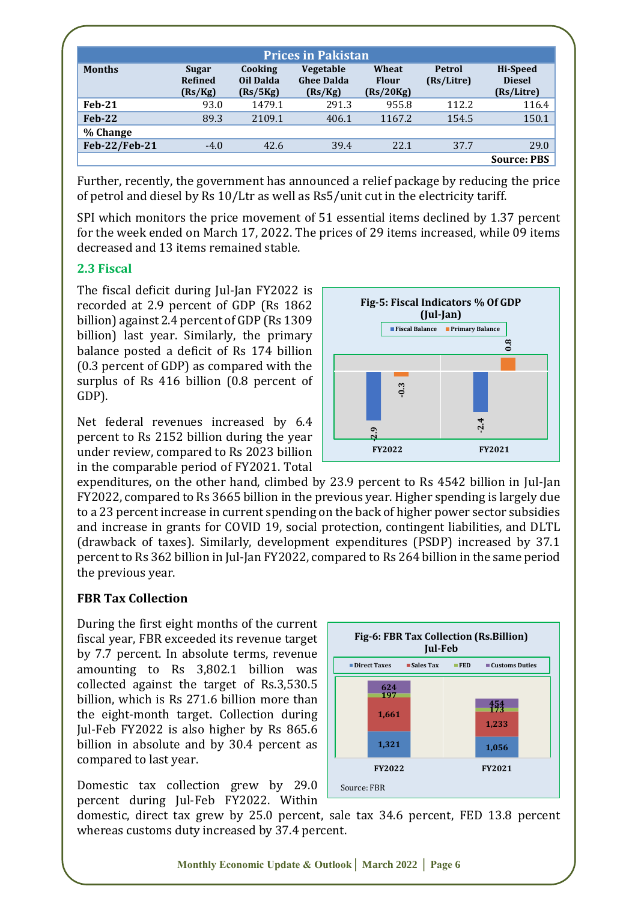| Prices in Pakistan | | | | | | |
|---|---|---|---|---|---|---|
| **Months** | **Sugar Refined (Rs/Kg)** | **Cooking Oil Dalda (Rs/5Kg)** | **Vegetable Ghee Dalda (Rs/Kg)** | **Wheat Flour (Rs/20Kg)** | **Petrol (Rs/Litre)** | **Hi-Speed Diesel (Rs/Litre)** |
| **Feb-21** | 93.0 | 1479.1 | 291.3 | 955.8 | 112.2 | 116.4 |
| **Feb-22** | 89.3 | 2109.1 | 406.1 | 1167.2 | 154.5 | 150.1 |
| **% Change** | | | | | | |
| **Feb-22/Feb-21** | -4.0 | 42.6 | 39.4 | 22.1 | 37.7 | 29.0 |
| | | | | | | **Source: PBS** |

Further, recently, the government has announced a relief package by reducing the price of petrol and diesel by Rs 10/Ltr as well as Rs5/unit cut in the electricity tariff.

SPI which monitors the price movement of 51 essential items declined by 1.37 percent for the week ended on March 17, 2022. The prices of 29 items increased, while 09 items decreased and 13 items remained stable.

## 2.3 Fiscal

The fiscal deficit during Jul-Jan FY2022 is recorded at 2.9 percent of GDP (Rs 1862 billion) against 2.4 percent of GDP (Rs 1309 billion) last year. Similarly, the primary balance posted a deficit of Rs 174 billion (0.3 percent of GDP) as compared with the surplus of Rs 416 billion (0.8 percent of GDP).

**Fig-5: Fiscal Indicators % Of GDP (Jul-Jan)**

| | Fiscal Balance | Primary Balance |
|---|---|---|
| FY2022 | -2.9 | -0.3 |
| FY2021 | -2.4 | 0.8 |

Net federal revenues increased by 6.4 percent to Rs 2152 billion during the year under review, compared to Rs 2023 billion in the comparable period of FY2021. Total expenditures, on the other hand, climbed by 23.9 percent to Rs 4542 billion in Jul-Jan FY2022, compared to Rs 3665 billion in the previous year. Higher spending is largely due to a 23 percent increase in current spending on the back of higher power sector subsidies and increase in grants for COVID 19, social protection, contingent liabilities, and DLTL (drawback of taxes). Similarly, development expenditures (PSDP) increased by 37.1 percent to Rs 362 billion in Jul-Jan FY2022, compared to Rs 264 billion in the same period the previous year.

### FBR Tax Collection

During the first eight months of the current fiscal year, FBR exceeded its revenue target by 7.7 percent. In absolute terms, revenue amounting to Rs 3,802.1 billion was collected against the target of Rs.3,530.5 billion, which is Rs 271.6 billion more than the eight-month target. Collection during Jul-Feb FY2022 is also higher by Rs 865.6 billion in absolute and by 30.4 percent as compared to last year.

**Fig-6: FBR Tax Collection (Rs.Billion) Jul-Feb**

| | Direct Taxes | Sales Tax | FED | Customs Duties |
|---|---|---|---|---|
| FY2022 | 1,321 | 1,661 | 197 | 624 |
| FY2021 | 1,056 | 1,233 | 173 | 454 |

Source: FBR

Domestic tax collection grew by 29.0 percent during Jul-Feb FY2022. Within domestic, direct tax grew by 25.0 percent, sale tax 34.6 percent, FED 13.8 percent whereas customs duty increased by 37.4 percent.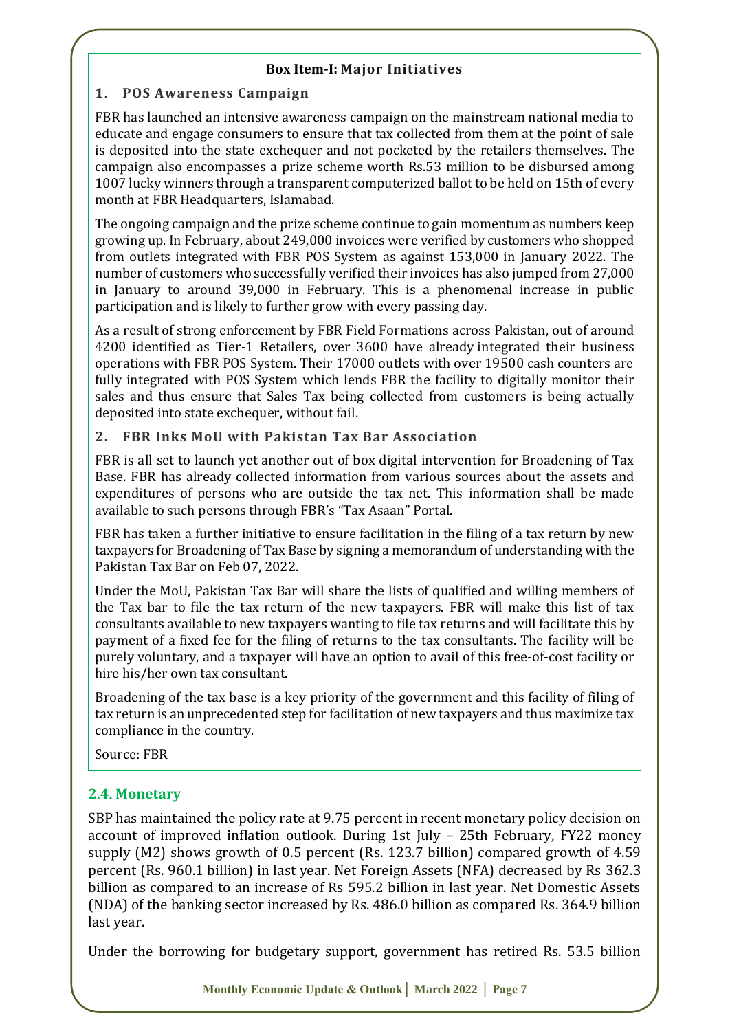**Box Item-I: Major Initiatives**

### 1. POS Awareness Campaign

FBR has launched an intensive awareness campaign on the mainstream national media to educate and engage consumers to ensure that tax collected from them at the point of sale is deposited into the state exchequer and not pocketed by the retailers themselves. The campaign also encompasses a prize scheme worth Rs.53 million to be disbursed among 1007 lucky winners through a transparent computerized ballot to be held on 15th of every month at FBR Headquarters, Islamabad.

The ongoing campaign and the prize scheme continue to gain momentum as numbers keep growing up. In February, about 249,000 invoices were verified by customers who shopped from outlets integrated with FBR POS System as against 153,000 in January 2022. The number of customers who successfully verified their invoices has also jumped from 27,000 in January to around 39,000 in February. This is a phenomenal increase in public participation and is likely to further grow with every passing day.

As a result of strong enforcement by FBR Field Formations across Pakistan, out of around 4200 identified as Tier-1 Retailers, over 3600 have already integrated their business operations with FBR POS System. Their 17000 outlets with over 19500 cash counters are fully integrated with POS System which lends FBR the facility to digitally monitor their sales and thus ensure that Sales Tax being collected from customers is being actually deposited into state exchequer, without fail.

### 2. FBR Inks MoU with Pakistan Tax Bar Association

FBR is all set to launch yet another out of box digital intervention for Broadening of Tax Base. FBR has already collected information from various sources about the assets and expenditures of persons who are outside the tax net. This information shall be made available to such persons through FBR's "Tax Asaan" Portal.

FBR has taken a further initiative to ensure facilitation in the filing of a tax return by new taxpayers for Broadening of Tax Base by signing a memorandum of understanding with the Pakistan Tax Bar on Feb 07, 2022.

Under the MoU, Pakistan Tax Bar will share the lists of qualified and willing members of the Tax bar to file the tax return of the new taxpayers. FBR will make this list of tax consultants available to new taxpayers wanting to file tax returns and will facilitate this by payment of a fixed fee for the filing of returns to the tax consultants. The facility will be purely voluntary, and a taxpayer will have an option to avail of this free-of-cost facility or hire his/her own tax consultant.

Broadening of the tax base is a key priority of the government and this facility of filing of tax return is an unprecedented step for facilitation of new taxpayers and thus maximize tax compliance in the country.

Source: FBR

## 2.4. Monetary

SBP has maintained the policy rate at 9.75 percent in recent monetary policy decision on account of improved inflation outlook. During 1st July – 25th February, FY22 money supply (M2) shows growth of 0.5 percent (Rs. 123.7 billion) compared growth of 4.59 percent (Rs. 960.1 billion) in last year. Net Foreign Assets (NFA) decreased by Rs 362.3 billion as compared to an increase of Rs 595.2 billion in last year. Net Domestic Assets (NDA) of the banking sector increased by Rs. 486.0 billion as compared Rs. 364.9 billion last year.

Under the borrowing for budgetary support, government has retired Rs. 53.5 billion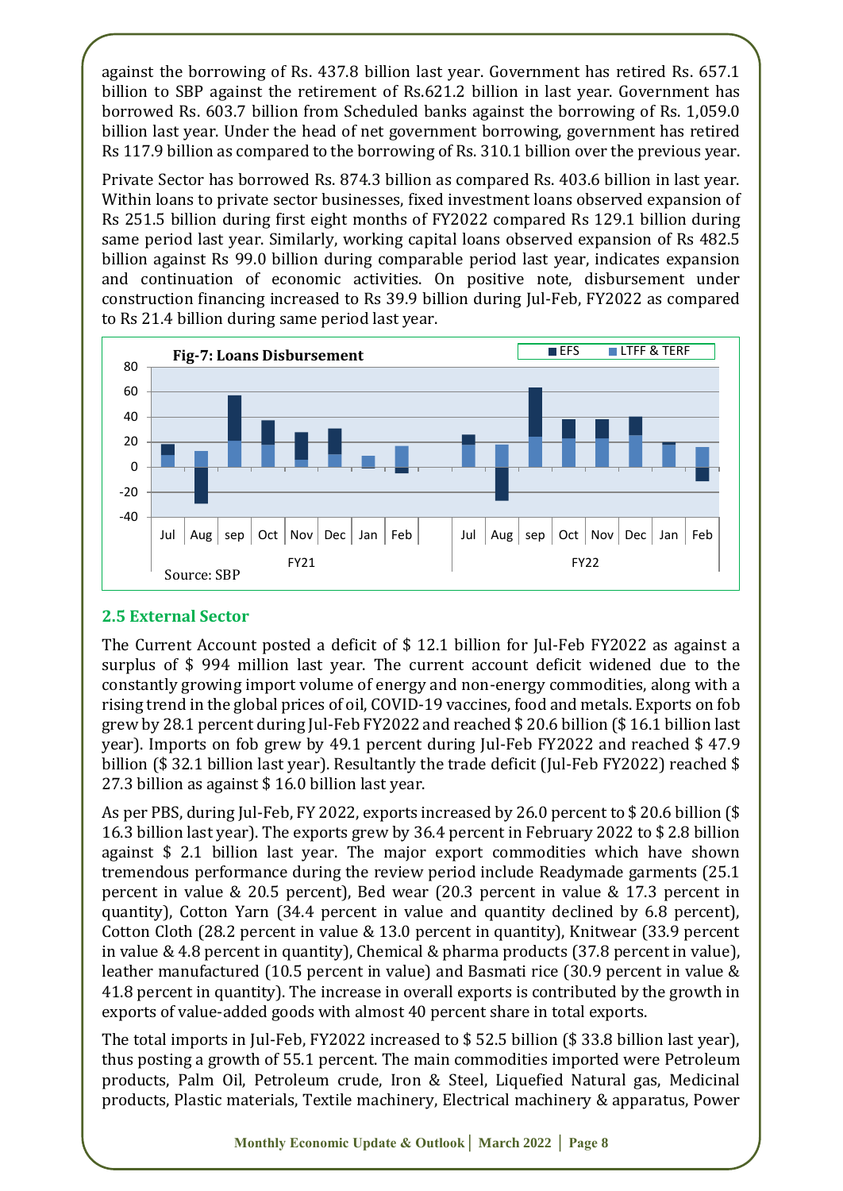against the borrowing of Rs. 437.8 billion last year. Government has retired Rs. 657.1 billion to SBP against the retirement of Rs.621.2 billion in last year. Government has borrowed Rs. 603.7 billion from Scheduled banks against the borrowing of Rs. 1,059.0 billion last year. Under the head of net government borrowing, government has retired Rs 117.9 billion as compared to the borrowing of Rs. 310.1 billion over the previous year.

Private Sector has borrowed Rs. 874.3 billion as compared Rs. 403.6 billion in last year. Within loans to private sector businesses, fixed investment loans observed expansion of Rs 251.5 billion during first eight months of FY2022 compared Rs 129.1 billion during same period last year. Similarly, working capital loans observed expansion of Rs 482.5 billion against Rs 99.0 billion during comparable period last year, indicates expansion and continuation of economic activities. On positive note, disbursement under construction financing increased to Rs 39.9 billion during Jul-Feb, FY2022 as compared to Rs 21.4 billion during same period last year.

**Fig-7: Loans Disbursement**

Source: SBP

## 2.5 External Sector

The Current Account posted a deficit of $ 12.1 billion for Jul-Feb FY2022 as against a surplus of $ 994 million last year. The current account deficit widened due to the constantly growing import volume of energy and non-energy commodities, along with a rising trend in the global prices of oil, COVID-19 vaccines, food and metals. Exports on fob grew by 28.1 percent during Jul-Feb FY2022 and reached $ 20.6 billion ($ 16.1 billion last year). Imports on fob grew by 49.1 percent during Jul-Feb FY2022 and reached $ 47.9 billion ($ 32.1 billion last year). Resultantly the trade deficit (Jul-Feb FY2022) reached $ 27.3 billion as against $ 16.0 billion last year.

As per PBS, during Jul-Feb, FY 2022, exports increased by 26.0 percent to $ 20.6 billion ($ 16.3 billion last year). The exports grew by 36.4 percent in February 2022 to $ 2.8 billion against $ 2.1 billion last year. The major export commodities which have shown tremendous performance during the review period include Readymade garments (25.1 percent in value & 20.5 percent), Bed wear (20.3 percent in value & 17.3 percent in quantity), Cotton Yarn (34.4 percent in value and quantity declined by 6.8 percent), Cotton Cloth (28.2 percent in value & 13.0 percent in quantity), Knitwear (33.9 percent in value & 4.8 percent in quantity), Chemical & pharma products (37.8 percent in value), leather manufactured (10.5 percent in value) and Basmati rice (30.9 percent in value & 41.8 percent in quantity). The increase in overall exports is contributed by the growth in exports of value-added goods with almost 40 percent share in total exports.

The total imports in Jul-Feb, FY2022 increased to $ 52.5 billion ($ 33.8 billion last year), thus posting a growth of 55.1 percent. The main commodities imported were Petroleum products, Palm Oil, Petroleum crude, Iron & Steel, Liquefied Natural gas, Medicinal products, Plastic materials, Textile machinery, Electrical machinery & apparatus, Power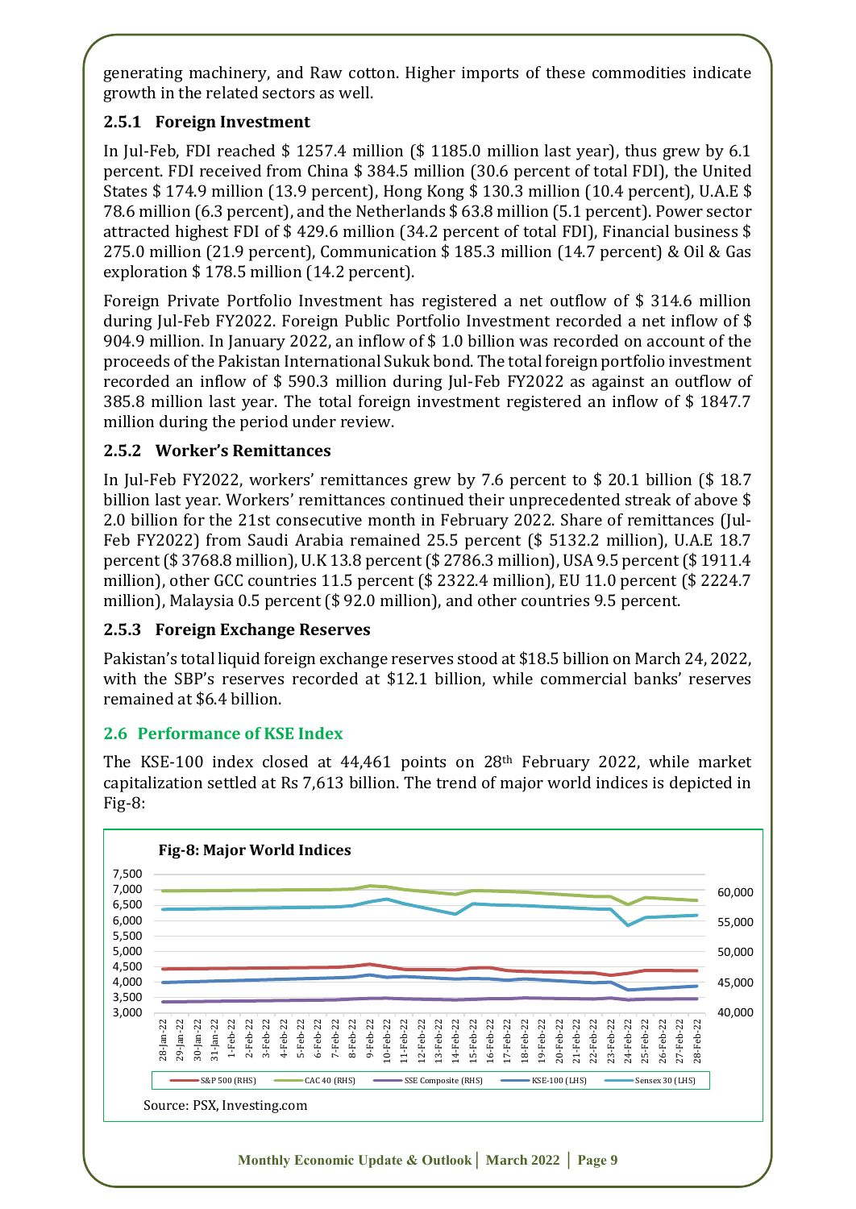generating machinery, and Raw cotton. Higher imports of these commodities indicate growth in the related sectors as well.

### 2.5.1 Foreign Investment

In Jul-Feb, FDI reached $ 1257.4 million ($ 1185.0 million last year), thus grew by 6.1 percent. FDI received from China $ 384.5 million (30.6 percent of total FDI), the United States $ 174.9 million (13.9 percent), Hong Kong $ 130.3 million (10.4 percent), U.A.E $ 78.6 million (6.3 percent), and the Netherlands $ 63.8 million (5.1 percent). Power sector attracted highest FDI of $ 429.6 million (34.2 percent of total FDI), Financial business $ 275.0 million (21.9 percent), Communication $ 185.3 million (14.7 percent) & Oil & Gas exploration $ 178.5 million (14.2 percent).

Foreign Private Portfolio Investment has registered a net outflow of $ 314.6 million during Jul-Feb FY2022. Foreign Public Portfolio Investment recorded a net inflow of $ 904.9 million. In January 2022, an inflow of $ 1.0 billion was recorded on account of the proceeds of the Pakistan International Sukuk bond. The total foreign portfolio investment recorded an inflow of $ 590.3 million during Jul-Feb FY2022 as against an outflow of 385.8 million last year. The total foreign investment registered an inflow of $ 1847.7 million during the period under review.

### 2.5.2 Worker's Remittances

In Jul-Feb FY2022, workers' remittances grew by 7.6 percent to $ 20.1 billion ($ 18.7 billion last year. Workers' remittances continued their unprecedented streak of above $ 2.0 billion for the 21st consecutive month in February 2022. Share of remittances (Jul-Feb FY2022) from Saudi Arabia remained 25.5 percent ($ 5132.2 million), U.A.E 18.7 percent ($ 3768.8 million), U.K 13.8 percent ($ 2786.3 million), USA 9.5 percent ($ 1911.4 million), other GCC countries 11.5 percent ($ 2322.4 million), EU 11.0 percent ($ 2224.7 million), Malaysia 0.5 percent ($ 92.0 million), and other countries 9.5 percent.

### 2.5.3 Foreign Exchange Reserves

Pakistan's total liquid foreign exchange reserves stood at $18.5 billion on March 24, 2022, with the SBP's reserves recorded at $12.1 billion, while commercial banks' reserves remained at $6.4 billion.

## 2.6 Performance of KSE Index

The KSE-100 index closed at 44,461 points on 28th February 2022, while market capitalization settled at Rs 7,613 billion. The trend of major world indices is depicted in Fig-8:

**Fig-8: Major World Indices**

Legend: S&P 500 (RHS), CAC 40 (RHS), SSE Composite (RHS), KSE-100 (LHS), Sensex 30 (LHS)

Source: PSX, Investing.com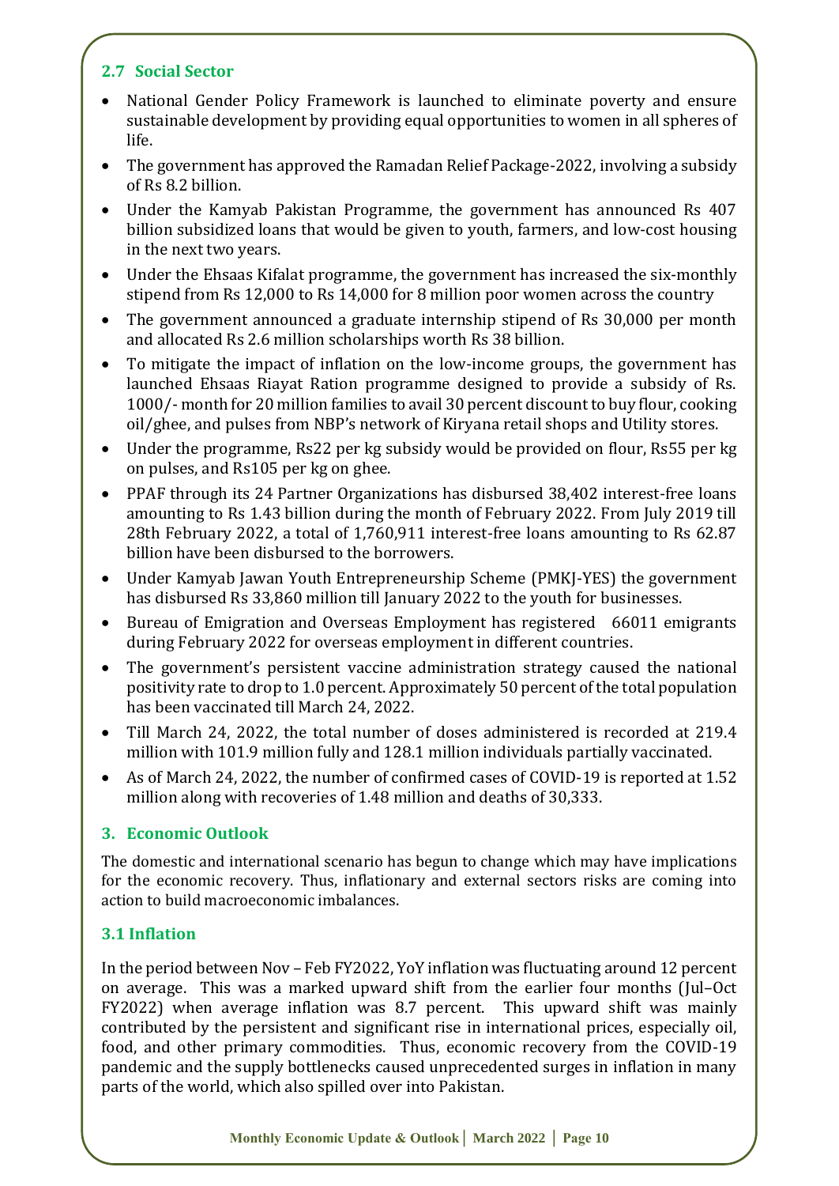### 2.7 Social Sector

- National Gender Policy Framework is launched to eliminate poverty and ensure sustainable development by providing equal opportunities to women in all spheres of life.
- The government has approved the Ramadan Relief Package-2022, involving a subsidy of Rs 8.2 billion.
- Under the Kamyab Pakistan Programme, the government has announced Rs 407 billion subsidized loans that would be given to youth, farmers, and low-cost housing in the next two years.
- Under the Ehsaas Kifalat programme, the government has increased the six-monthly stipend from Rs 12,000 to Rs 14,000 for 8 million poor women across the country
- The government announced a graduate internship stipend of Rs 30,000 per month and allocated Rs 2.6 million scholarships worth Rs 38 billion.
- To mitigate the impact of inflation on the low-income groups, the government has launched Ehsaas Riayat Ration programme designed to provide a subsidy of Rs. 1000/- month for 20 million families to avail 30 percent discount to buy flour, cooking oil/ghee, and pulses from NBP's network of Kiryana retail shops and Utility stores.
- Under the programme, Rs22 per kg subsidy would be provided on flour, Rs55 per kg on pulses, and Rs105 per kg on ghee.
- PPAF through its 24 Partner Organizations has disbursed 38,402 interest-free loans amounting to Rs 1.43 billion during the month of February 2022. From July 2019 till 28th February 2022, a total of 1,760,911 interest-free loans amounting to Rs 62.87 billion have been disbursed to the borrowers.
- Under Kamyab Jawan Youth Entrepreneurship Scheme (PMKJ-YES) the government has disbursed Rs 33,860 million till January 2022 to the youth for businesses.
- Bureau of Emigration and Overseas Employment has registered 66011 emigrants during February 2022 for overseas employment in different countries.
- The government's persistent vaccine administration strategy caused the national positivity rate to drop to 1.0 percent. Approximately 50 percent of the total population has been vaccinated till March 24, 2022.
- Till March 24, 2022, the total number of doses administered is recorded at 219.4 million with 101.9 million fully and 128.1 million individuals partially vaccinated.
- As of March 24, 2022, the number of confirmed cases of COVID-19 is reported at 1.52 million along with recoveries of 1.48 million and deaths of 30,333.

## 3. Economic Outlook

The domestic and international scenario has begun to change which may have implications for the economic recovery. Thus, inflationary and external sectors risks are coming into action to build macroeconomic imbalances.

### 3.1 Inflation

In the period between Nov – Feb FY2022, YoY inflation was fluctuating around 12 percent on average. This was a marked upward shift from the earlier four months (Jul–Oct FY2022) when average inflation was 8.7 percent. This upward shift was mainly contributed by the persistent and significant rise in international prices, especially oil, food, and other primary commodities. Thus, economic recovery from the COVID-19 pandemic and the supply bottlenecks caused unprecedented surges in inflation in many parts of the world, which also spilled over into Pakistan.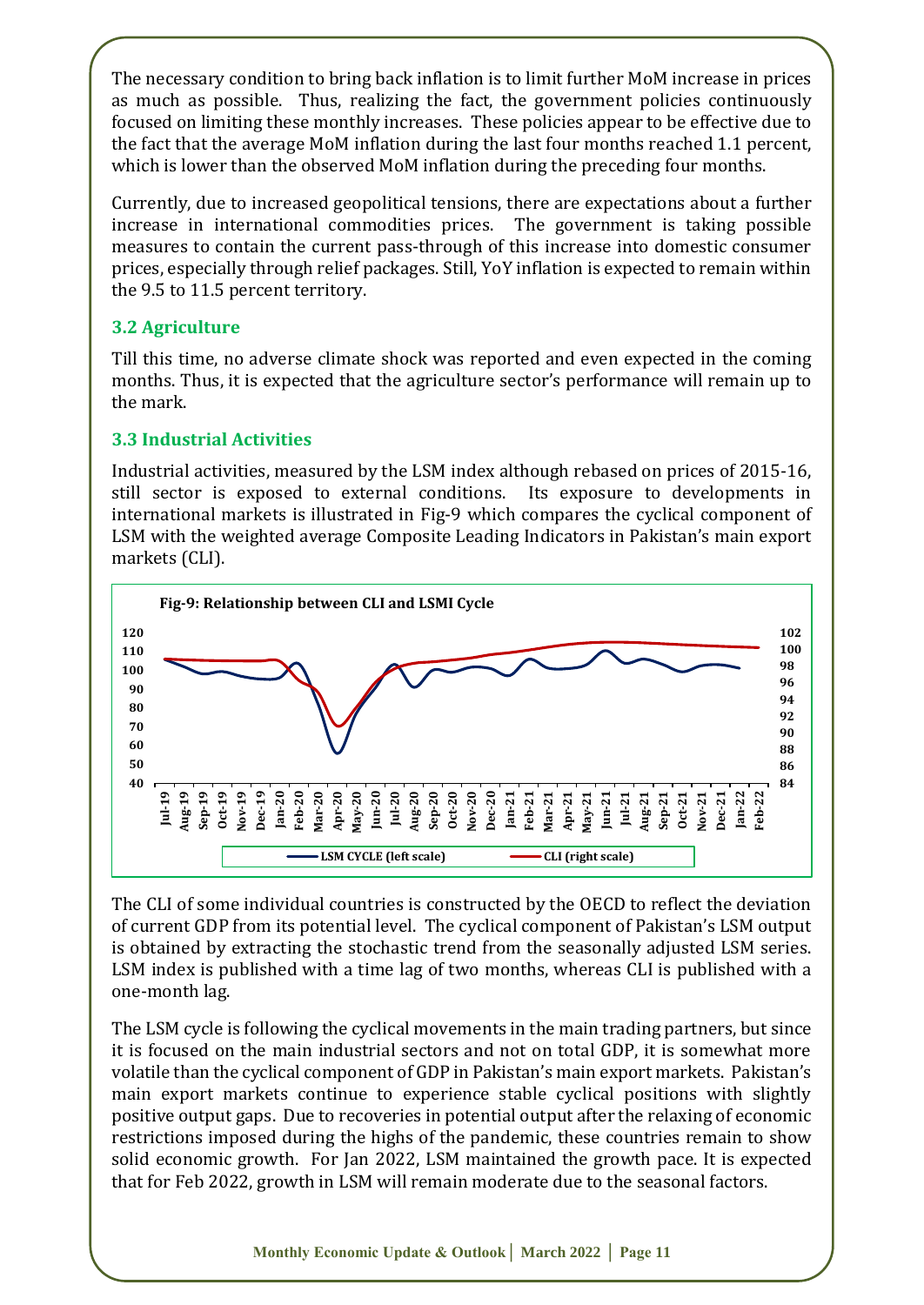The necessary condition to bring back inflation is to limit further MoM increase in prices as much as possible. Thus, realizing the fact, the government policies continuously focused on limiting these monthly increases. These policies appear to be effective due to the fact that the average MoM inflation during the last four months reached 1.1 percent, which is lower than the observed MoM inflation during the preceding four months.

Currently, due to increased geopolitical tensions, there are expectations about a further increase in international commodities prices. The government is taking possible measures to contain the current pass-through of this increase into domestic consumer prices, especially through relief packages. Still, YoY inflation is expected to remain within the 9.5 to 11.5 percent territory.

### 3.2 Agriculture

Till this time, no adverse climate shock was reported and even expected in the coming months. Thus, it is expected that the agriculture sector's performance will remain up to the mark.

### 3.3 Industrial Activities

Industrial activities, measured by the LSM index although rebased on prices of 2015-16, still sector is exposed to external conditions. Its exposure to developments in international markets is illustrated in Fig-9 which compares the cyclical component of LSM with the weighted average Composite Leading Indicators in Pakistan's main export markets (CLI).

**Fig-9: Relationship between CLI and LSMI Cycle**

The CLI of some individual countries is constructed by the OECD to reflect the deviation of current GDP from its potential level. The cyclical component of Pakistan's LSM output is obtained by extracting the stochastic trend from the seasonally adjusted LSM series. LSM index is published with a time lag of two months, whereas CLI is published with a one-month lag.

The LSM cycle is following the cyclical movements in the main trading partners, but since it is focused on the main industrial sectors and not on total GDP, it is somewhat more volatile than the cyclical component of GDP in Pakistan's main export markets. Pakistan's main export markets continue to experience stable cyclical positions with slightly positive output gaps. Due to recoveries in potential output after the relaxing of economic restrictions imposed during the highs of the pandemic, these countries remain to show solid economic growth. For Jan 2022, LSM maintained the growth pace. It is expected that for Feb 2022, growth in LSM will remain moderate due to the seasonal factors.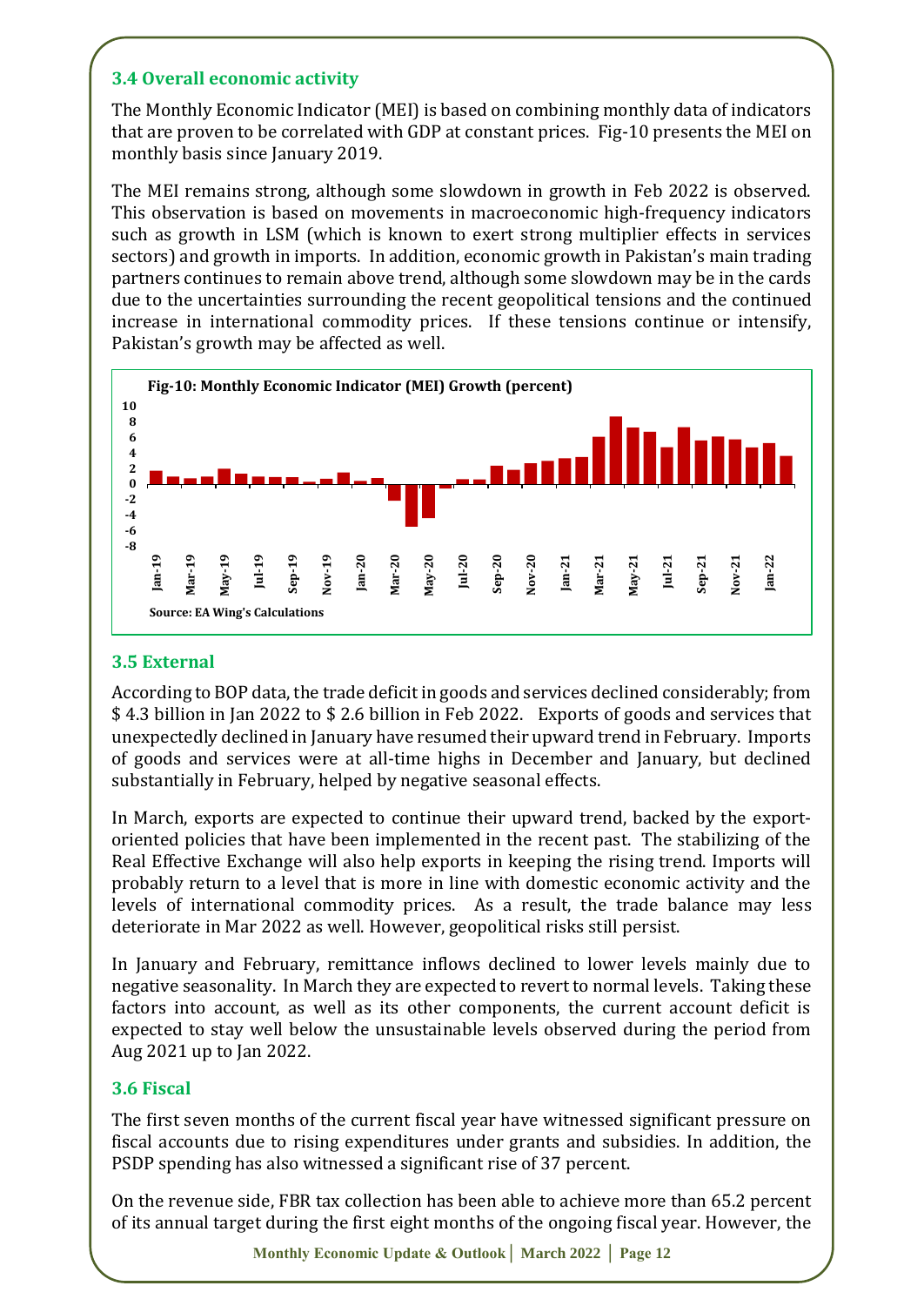### 3.4 Overall economic activity

The Monthly Economic Indicator (MEI) is based on combining monthly data of indicators that are proven to be correlated with GDP at constant prices. Fig-10 presents the MEI on monthly basis since January 2019.

The MEI remains strong, although some slowdown in growth in Feb 2022 is observed. This observation is based on movements in macroeconomic high-frequency indicators such as growth in LSM (which is known to exert strong multiplier effects in services sectors) and growth in imports. In addition, economic growth in Pakistan's main trading partners continues to remain above trend, although some slowdown may be in the cards due to the uncertainties surrounding the recent geopolitical tensions and the continued increase in international commodity prices. If these tensions continue or intensify, Pakistan's growth may be affected as well.

**Fig-10: Monthly Economic Indicator (MEI) Growth (percent)**

Source: EA Wing's Calculations

### 3.5 External

According to BOP data, the trade deficit in goods and services declined considerably; from $ 4.3 billion in Jan 2022 to $ 2.6 billion in Feb 2022. Exports of goods and services that unexpectedly declined in January have resumed their upward trend in February. Imports of goods and services were at all-time highs in December and January, but declined substantially in February, helped by negative seasonal effects.

In March, exports are expected to continue their upward trend, backed by the export-oriented policies that have been implemented in the recent past. The stabilizing of the Real Effective Exchange will also help exports in keeping the rising trend. Imports will probably return to a level that is more in line with domestic economic activity and the levels of international commodity prices. As a result, the trade balance may less deteriorate in Mar 2022 as well. However, geopolitical risks still persist.

In January and February, remittance inflows declined to lower levels mainly due to negative seasonality. In March they are expected to revert to normal levels. Taking these factors into account, as well as its other components, the current account deficit is expected to stay well below the unsustainable levels observed during the period from Aug 2021 up to Jan 2022.

### 3.6 Fiscal

The first seven months of the current fiscal year have witnessed significant pressure on fiscal accounts due to rising expenditures under grants and subsidies. In addition, the PSDP spending has also witnessed a significant rise of 37 percent.

On the revenue side, FBR tax collection has been able to achieve more than 65.2 percent of its annual target during the first eight months of the ongoing fiscal year. However, the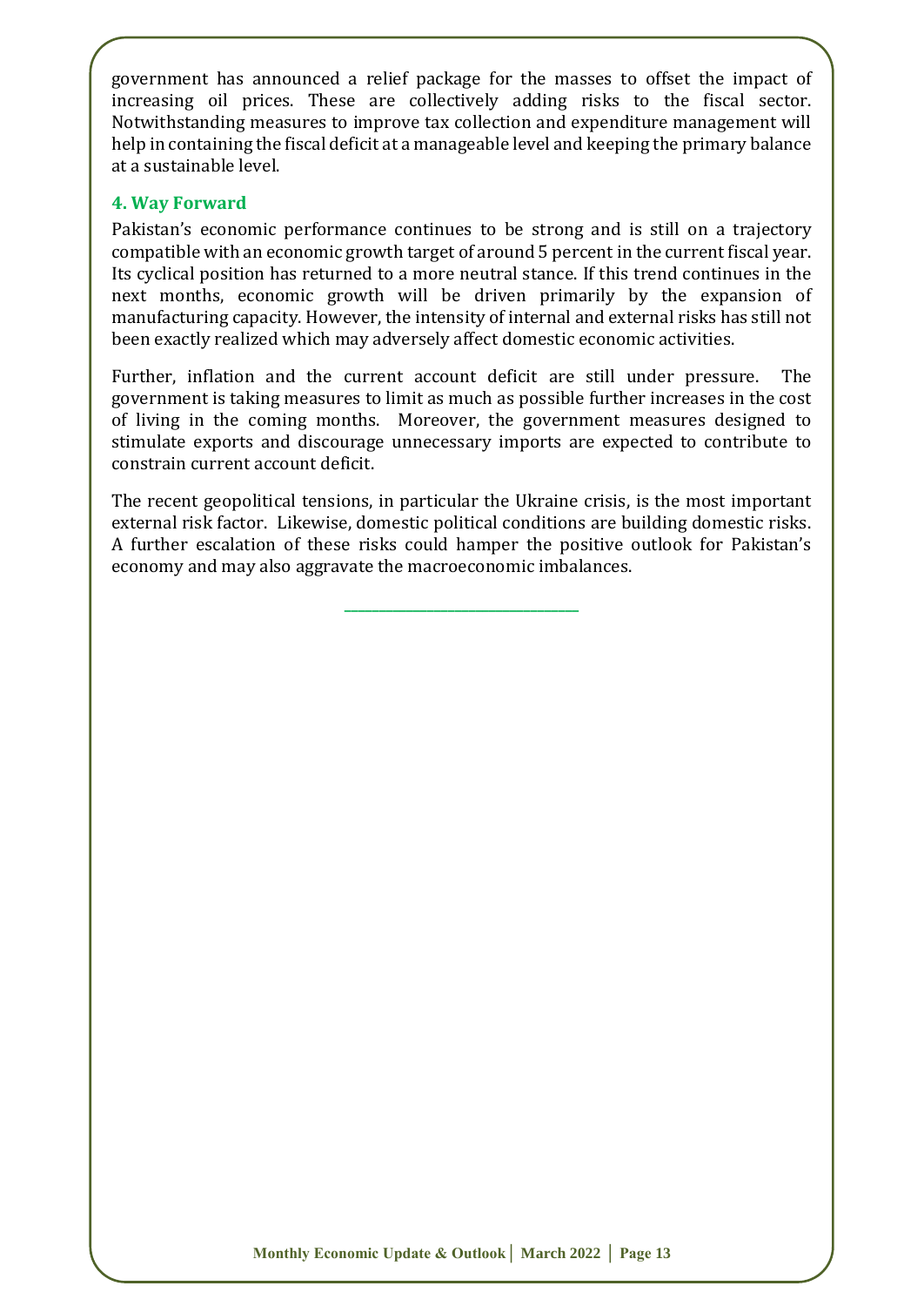government has announced a relief package for the masses to offset the impact of increasing oil prices. These are collectively adding risks to the fiscal sector. Notwithstanding measures to improve tax collection and expenditure management will help in containing the fiscal deficit at a manageable level and keeping the primary balance at a sustainable level.

## 4. Way Forward

Pakistan's economic performance continues to be strong and is still on a trajectory compatible with an economic growth target of around 5 percent in the current fiscal year. Its cyclical position has returned to a more neutral stance. If this trend continues in the next months, economic growth will be driven primarily by the expansion of manufacturing capacity. However, the intensity of internal and external risks has still not been exactly realized which may adversely affect domestic economic activities.

Further, inflation and the current account deficit are still under pressure. The government is taking measures to limit as much as possible further increases in the cost of living in the coming months. Moreover, the government measures designed to stimulate exports and discourage unnecessary imports are expected to contribute to constrain current account deficit.

The recent geopolitical tensions, in particular the Ukraine crisis, is the most important external risk factor. Likewise, domestic political conditions are building domestic risks. A further escalation of these risks could hamper the positive outlook for Pakistan's economy and may also aggravate the macroeconomic imbalances.

---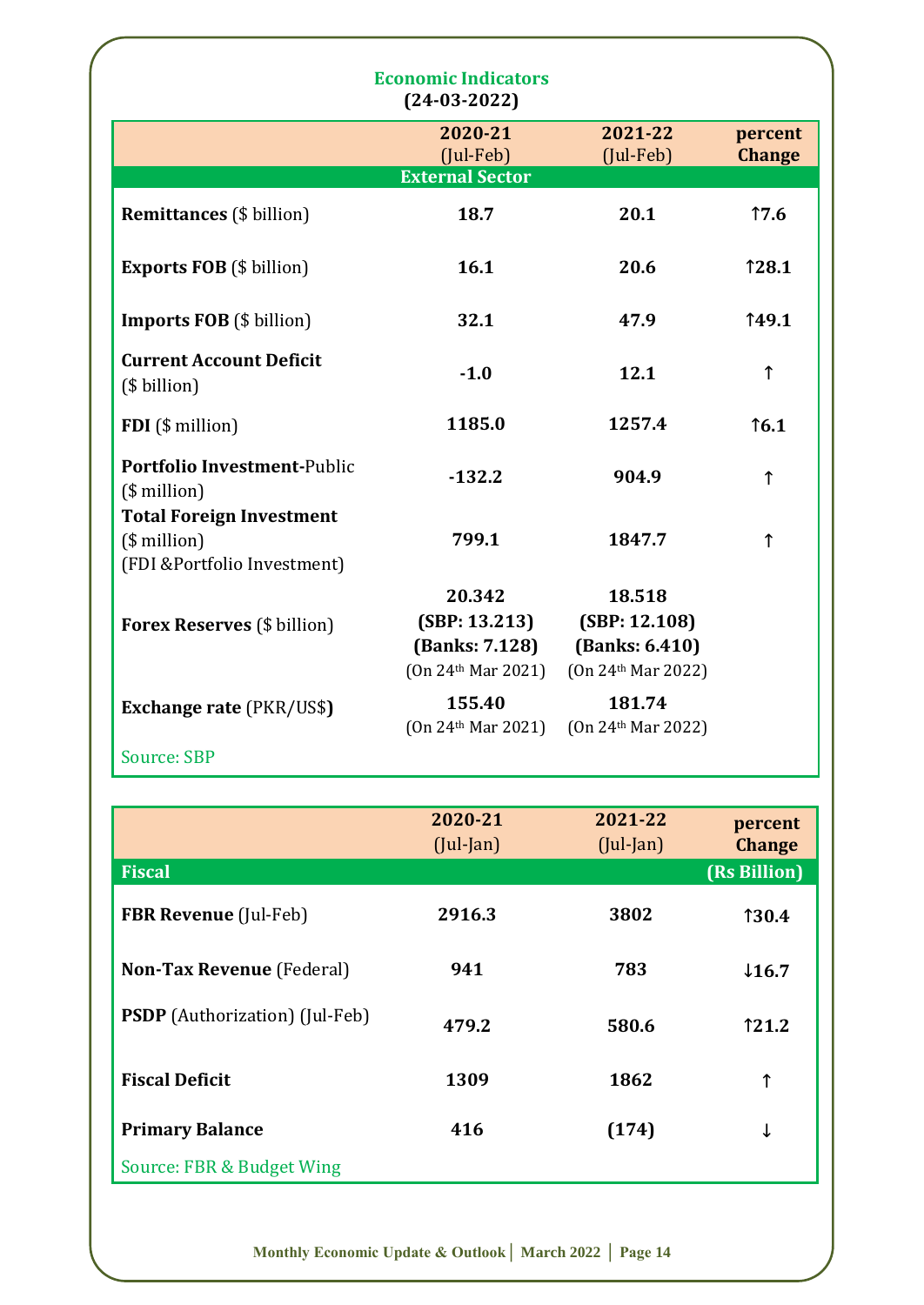## Economic Indicators
**(24-03-2022)**

| | **2020-21** (Jul-Feb) | **2021-22** (Jul-Feb) | **percent Change** |
|---|---|---|---|
| **External Sector** | | | |
| **Remittances** ($ billion) | **18.7** | **20.1** | **↑7.6** |
| **Exports FOB** ($ billion) | **16.1** | **20.6** | **↑28.1** |
| **Imports FOB** ($ billion) | **32.1** | **47.9** | **↑49.1** |
| **Current Account Deficit** ($ billion) | **-1.0** | **12.1** | **↑** |
| **FDI** ($ million) | **1185.0** | **1257.4** | **↑6.1** |
| **Portfolio Investment-**Public ($ million) | **-132.2** | **904.9** | **↑** |
| **Total Foreign Investment** ($ million) (FDI &Portfolio Investment) | **799.1** | **1847.7** | **↑** |
| **Forex Reserves** ($ billion) | **20.342** **(SBP: 13.213)** **(Banks: 7.128)** (On 24th Mar 2021) | **18.518** **(SBP: 12.108)** **(Banks: 6.410)** (On 24th Mar 2022) | |
| **Exchange rate** (PKR/US$) | **155.40** (On 24th Mar 2021) | **181.74** (On 24th Mar 2022) | |

Source: SBP

| | **2020-21** (Jul-Jan) | **2021-22** (Jul-Jan) | **percent Change** |
|---|---|---|---|
| **Fiscal** | | | **(Rs Billion)** |
| **FBR Revenue** (Jul-Feb) | **2916.3** | **3802** | **↑30.4** |
| **Non-Tax Revenue** (Federal) | **941** | **783** | **↓16.7** |
| **PSDP** (Authorization) (Jul-Feb) | **479.2** | **580.6** | **↑21.2** |
| **Fiscal Deficit** | **1309** | **1862** | **↑** |
| **Primary Balance** | **416** | **(174)** | **↓** |

Source: FBR & Budget Wing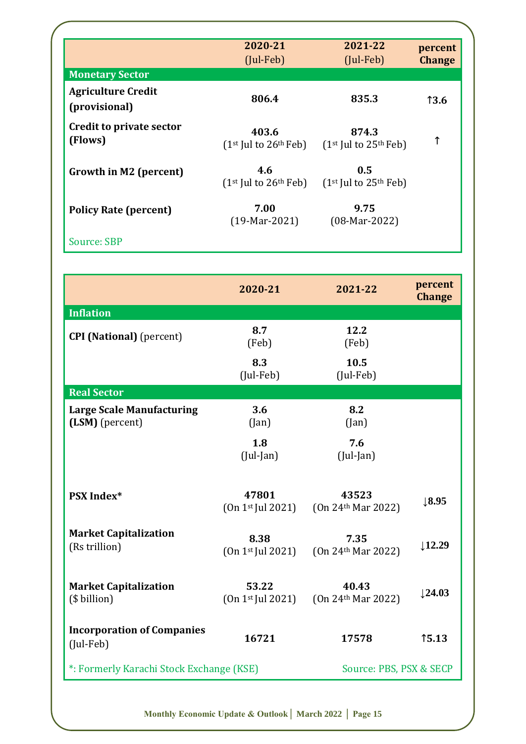| | 2020-21 (Jul-Feb) | 2021-22 (Jul-Feb) | percent Change |
|---|---|---|---|
| **Monetary Sector** | | | |
| **Agriculture Credit (provisional)** | **806.4** | **835.3** | **↑3.6** |
| **Credit to private sector (Flows)** | **403.6** (1st Jul to 26th Feb) | **874.3** (1st Jul to 25th Feb) | ↑ |
| **Growth in M2 (percent)** | **4.6** (1st Jul to 26th Feb) | **0.5** (1st Jul to 25th Feb) | |
| **Policy Rate (percent)** | **7.00** (19-Mar-2021) | **9.75** (08-Mar-2022) | |

Source: SBP

| | 2020-21 | 2021-22 | percent Change |
|---|---|---|---|
| **Inflation** | | | |
| **CPI (National)** (percent) | **8.7** (Feb) | **12.2** (Feb) | |
| | **8.3** (Jul-Feb) | **10.5** (Jul-Feb) | |
| **Real Sector** | | | |
| **Large Scale Manufacturing (LSM)** (percent) | **3.6** (Jan) | **8.2** (Jan) | |
| | **1.8** (Jul-Jan) | **7.6** (Jul-Jan) | |
| **PSX Index*** | **47801** (On 1st Jul 2021) | **43523** (On 24th Mar 2022) | **↓8.95** |
| **Market Capitalization** (Rs trillion) | **8.38** (On 1st Jul 2021) | **7.35** (On 24th Mar 2022) | **↓12.29** |
| **Market Capitalization** ($ billion) | **53.22** (On 1st Jul 2021) | **40.43** (On 24th Mar 2022) | **↓24.03** |
| **Incorporation of Companies** (Jul-Feb) | **16721** | **17578** | **↑5.13** |

*: Formerly Karachi Stock Exchange (KSE)

Source: PBS, PSX & SECP